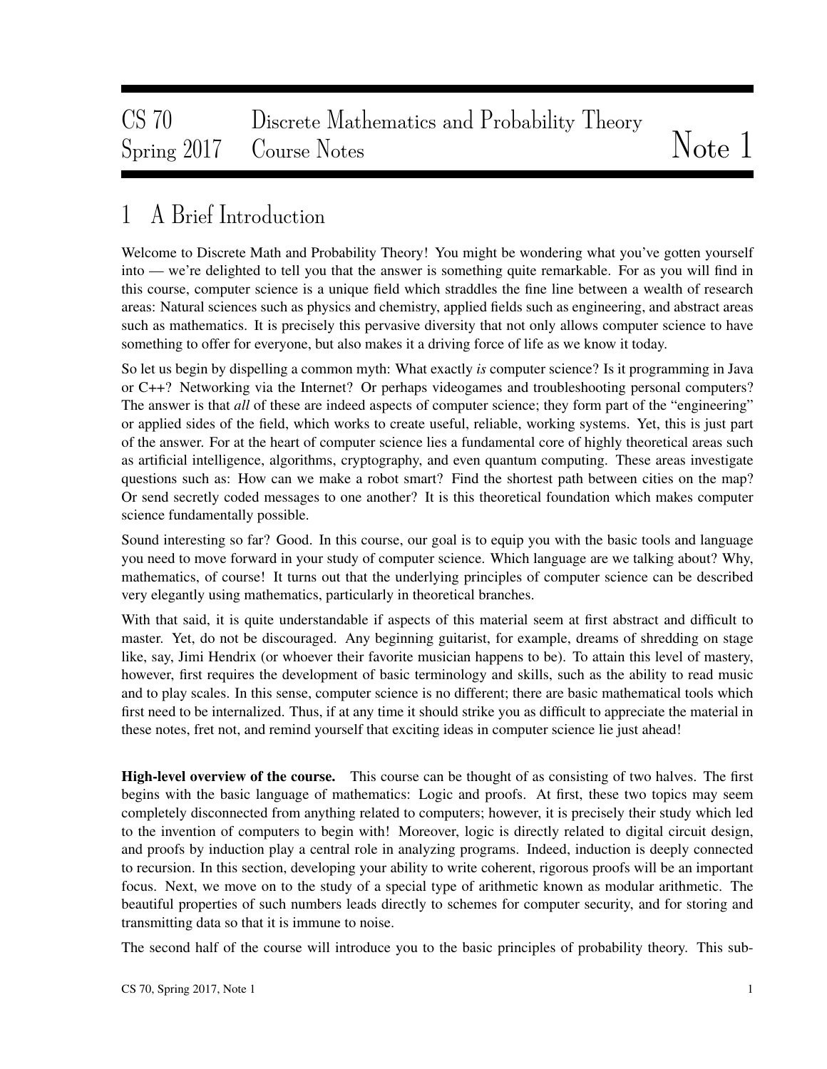CS 70 Discrete Mathematics and Probability Theory
Spring 2017 Course Notes

# Note 1

## 1 A Brief Introduction

Welcome to Discrete Math and Probability Theory! You might be wondering what you've gotten yourself into — we're delighted to tell you that the answer is something quite remarkable. For as you will find in this course, computer science is a unique field which straddles the fine line between a wealth of research areas: Natural sciences such as physics and chemistry, applied fields such as engineering, and abstract areas such as mathematics. It is precisely this pervasive diversity that not only allows computer science to have something to offer for everyone, but also makes it a driving force of life as we know it today.

So let us begin by dispelling a common myth: What exactly *is* computer science? Is it programming in Java or C++? Networking via the Internet? Or perhaps videogames and troubleshooting personal computers? The answer is that *all* of these are indeed aspects of computer science; they form part of the "engineering" or applied sides of the field, which works to create useful, reliable, working systems. Yet, this is just part of the answer. For at the heart of computer science lies a fundamental core of highly theoretical areas such as artificial intelligence, algorithms, cryptography, and even quantum computing. These areas investigate questions such as: How can we make a robot smart? Find the shortest path between cities on the map? Or send secretly coded messages to one another? It is this theoretical foundation which makes computer science fundamentally possible.

Sound interesting so far? Good. In this course, our goal is to equip you with the basic tools and language you need to move forward in your study of computer science. Which language are we talking about? Why, mathematics, of course! It turns out that the underlying principles of computer science can be described very elegantly using mathematics, particularly in theoretical branches.

With that said, it is quite understandable if aspects of this material seem at first abstract and difficult to master. Yet, do not be discouraged. Any beginning guitarist, for example, dreams of shredding on stage like, say, Jimi Hendrix (or whoever their favorite musician happens to be). To attain this level of mastery, however, first requires the development of basic terminology and skills, such as the ability to read music and to play scales. In this sense, computer science is no different; there are basic mathematical tools which first need to be internalized. Thus, if at any time it should strike you as difficult to appreciate the material in these notes, fret not, and remind yourself that exciting ideas in computer science lie just ahead!

**High-level overview of the course.** This course can be thought of as consisting of two halves. The first begins with the basic language of mathematics: Logic and proofs. At first, these two topics may seem completely disconnected from anything related to computers; however, it is precisely their study which led to the invention of computers to begin with! Moreover, logic is directly related to digital circuit design, and proofs by induction play a central role in analyzing programs. Indeed, induction is deeply connected to recursion. In this section, developing your ability to write coherent, rigorous proofs will be an important focus. Next, we move on to the study of a special type of arithmetic known as modular arithmetic. The beautiful properties of such numbers leads directly to schemes for computer security, and for storing and transmitting data so that it is immune to noise.

The second half of the course will introduce you to the basic principles of probability theory. This sub-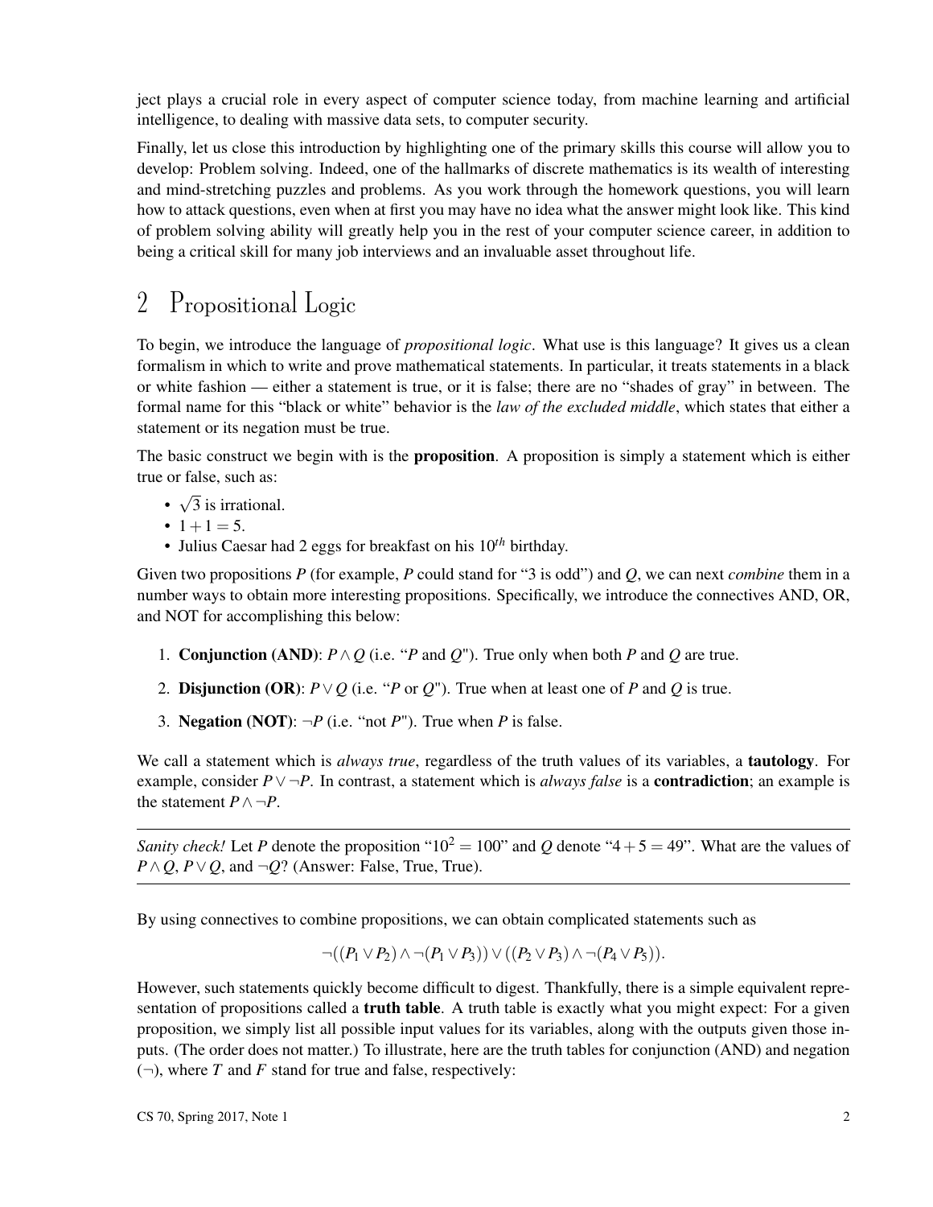ject plays a crucial role in every aspect of computer science today, from machine learning and artificial intelligence, to dealing with massive data sets, to computer security.

Finally, let us close this introduction by highlighting one of the primary skills this course will allow you to develop: Problem solving. Indeed, one of the hallmarks of discrete mathematics is its wealth of interesting and mind-stretching puzzles and problems. As you work through the homework questions, you will learn how to attack questions, even when at first you may have no idea what the answer might look like. This kind of problem solving ability will greatly help you in the rest of your computer science career, in addition to being a critical skill for many job interviews and an invaluable asset throughout life.

# 2 Propositional Logic

To begin, we introduce the language of *propositional logic*. What use is this language? It gives us a clean formalism in which to write and prove mathematical statements. In particular, it treats statements in a black or white fashion — either a statement is true, or it is false; there are no "shades of gray" in between. The formal name for this "black or white" behavior is the *law of the excluded middle*, which states that either a statement or its negation must be true.

The basic construct we begin with is the **proposition**. A proposition is simply a statement which is either true or false, such as:

- $\sqrt{3}$ is irrational.
- $1+1=5$.
- Julius Caesar had 2 eggs for breakfast on his $10^{th}$ birthday.

Given two propositions $P$ (for example, $P$ could stand for "3 is odd") and $Q$, we can next *combine* them in a number ways to obtain more interesting propositions. Specifically, we introduce the connectives AND, OR, and NOT for accomplishing this below:

1. **Conjunction (AND)**: $P \wedge Q$ (i.e. "$P$ and $Q$"). True only when both $P$ and $Q$ are true.
2. **Disjunction (OR)**: $P \vee Q$ (i.e. "$P$ or $Q$"). True when at least one of $P$ and $Q$ is true.
3. **Negation (NOT)**: $\neg P$ (i.e. "not $P$"). True when $P$ is false.

We call a statement which is *always true*, regardless of the truth values of its variables, a **tautology**. For example, consider $P \vee \neg P$. In contrast, a statement which is *always false* is a **contradiction**; an example is the statement $P \wedge \neg P$.

---

*Sanity check!* Let $P$ denote the proposition "$10^2 = 100$" and $Q$ denote "$4+5=49$". What are the values of $P \wedge Q$, $P \vee Q$, and $\neg Q$? (Answer: False, True, True).

---

By using connectives to combine propositions, we can obtain complicated statements such as

$$\neg((P_1 \vee P_2) \wedge \neg(P_1 \vee P_3)) \vee ((P_2 \vee P_3) \wedge \neg(P_4 \vee P_5)).$$

However, such statements quickly become difficult to digest. Thankfully, there is a simple equivalent representation of propositions called a **truth table**. A truth table is exactly what you might expect: For a given proposition, we simply list all possible input values for its variables, along with the outputs given those inputs. (The order does not matter.) To illustrate, here are the truth tables for conjunction (AND) and negation ($\neg$), where $T$ and $F$ stand for true and false, respectively: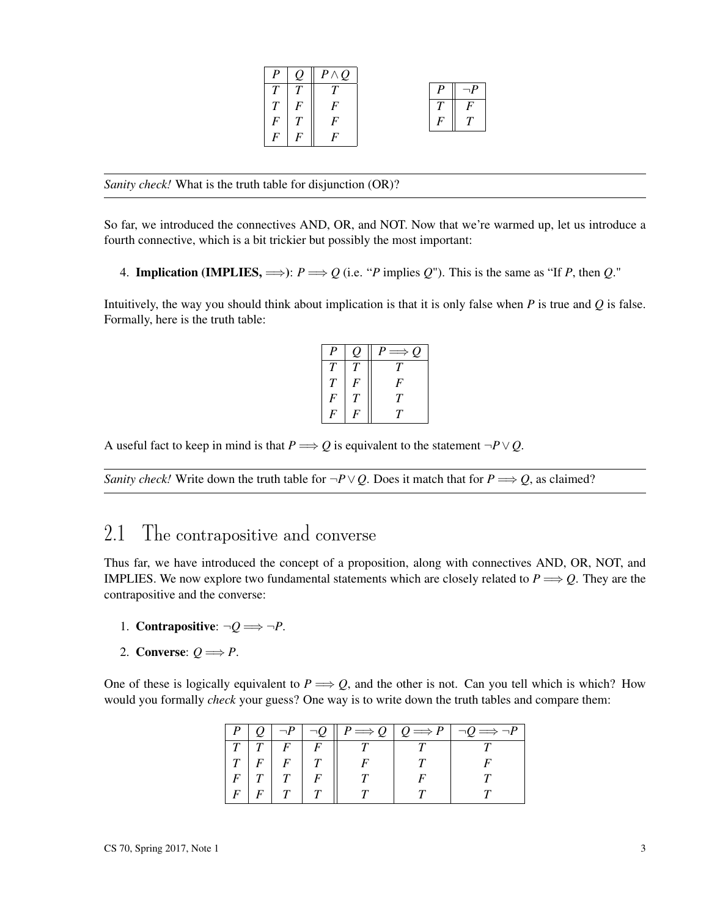| $P$ | $Q$ | $P \wedge Q$ |
|---|---|---|
| $T$ | $T$ | $T$ |
| $T$ | $F$ | $F$ |
| $F$ | $T$ | $F$ |
| $F$ | $F$ | $F$ |

| $P$ | $\neg P$ |
|---|---|
| $T$ | $F$ |
| $F$ | $T$ |

---

*Sanity check!* What is the truth table for disjunction (OR)?

---

So far, we introduced the connectives AND, OR, and NOT. Now that we're warmed up, let us introduce a fourth connective, which is a bit trickier but possibly the most important:

4. **Implication (IMPLIES, $\Longrightarrow$)**: $P \Longrightarrow Q$ (i.e. "$P$ implies $Q$"). This is the same as "If $P$, then $Q$."

Intuitively, the way you should think about implication is that it is only false when $P$ is true and $Q$ is false. Formally, here is the truth table:

| $P$ | $Q$ | $P \Longrightarrow Q$ |
|---|---|---|
| $T$ | $T$ | $T$ |
| $T$ | $F$ | $F$ |
| $F$ | $T$ | $T$ |
| $F$ | $F$ | $T$ |

A useful fact to keep in mind is that $P \Longrightarrow Q$ is equivalent to the statement $\neg P \vee Q$.

---

*Sanity check!* Write down the truth table for $\neg P \vee Q$. Does it match that for $P \Longrightarrow Q$, as claimed?

---

## 2.1 The contrapositive and converse

Thus far, we have introduced the concept of a proposition, along with connectives AND, OR, NOT, and IMPLIES. We now explore two fundamental statements which are closely related to $P \Longrightarrow Q$. They are the contrapositive and the converse:

1. **Contrapositive**: $\neg Q \Longrightarrow \neg P$.
2. **Converse**: $Q \Longrightarrow P$.

One of these is logically equivalent to $P \Longrightarrow Q$, and the other is not. Can you tell which is which? How would you formally *check* your guess? One way is to write down the truth tables and compare them:

| $P$ | $Q$ | $\neg P$ | $\neg Q$ | $P \Longrightarrow Q$ | $Q \Longrightarrow P$ | $\neg Q \Longrightarrow \neg P$ |
|---|---|---|---|---|---|---|
| $T$ | $T$ | $F$ | $F$ | $T$ | $T$ | $T$ |
| $T$ | $F$ | $F$ | $T$ | $F$ | $T$ | $F$ |
| $F$ | $T$ | $T$ | $F$ | $T$ | $F$ | $T$ |
| $F$ | $F$ | $T$ | $T$ | $T$ | $T$ | $T$ |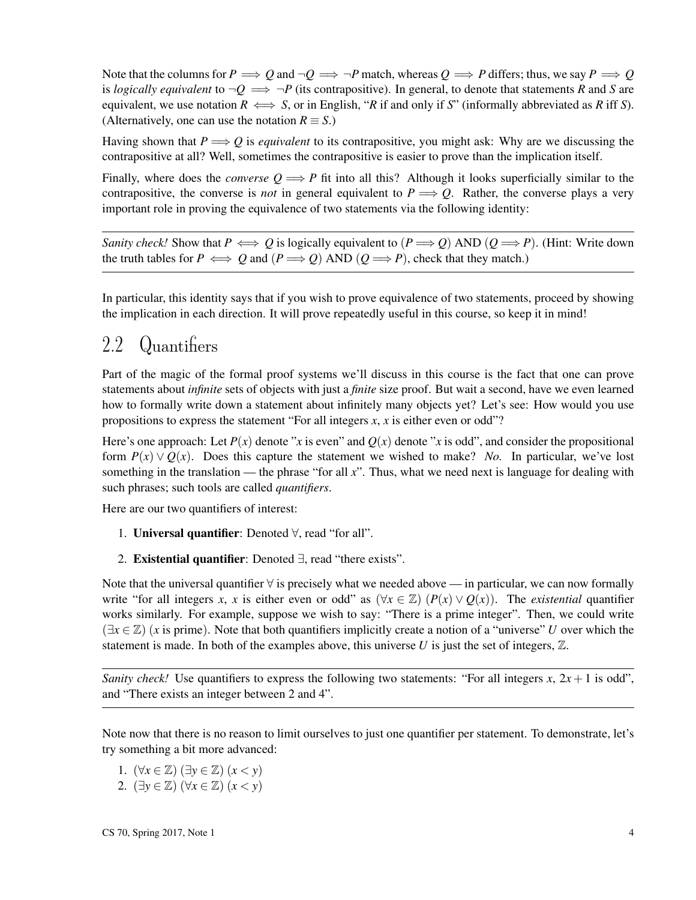Note that the columns for $P \implies Q$ and $\neg Q \implies \neg P$ match, whereas $Q \implies P$ differs; thus, we say $P \implies Q$ is *logically equivalent* to $\neg Q \implies \neg P$ (its contrapositive). In general, to denote that statements $R$ and $S$ are equivalent, we use notation $R \iff S$, or in English, "$R$ if and only if $S$" (informally abbreviated as $R$ iff $S$). (Alternatively, one can use the notation $R \equiv S$.)

Having shown that $P \Longrightarrow Q$ is *equivalent* to its contrapositive, you might ask: Why are we discussing the contrapositive at all? Well, sometimes the contrapositive is easier to prove than the implication itself.

Finally, where does the *converse* $Q \Longrightarrow P$ fit into all this? Although it looks superficially similar to the contrapositive, the converse is *not* in general equivalent to $P \Longrightarrow Q$. Rather, the converse plays a very important role in proving the equivalence of two statements via the following identity:

---

*Sanity check!* Show that $P \iff Q$ is logically equivalent to $(P \Longrightarrow Q)$ AND $(Q \Longrightarrow P)$. (Hint: Write down the truth tables for $P \iff Q$ and $(P \Longrightarrow Q)$ AND $(Q \Longrightarrow P)$, check that they match.)

---

In particular, this identity says that if you wish to prove equivalence of two statements, proceed by showing the implication in each direction. It will prove repeatedly useful in this course, so keep it in mind!

## 2.2 Quantifiers

Part of the magic of the formal proof systems we'll discuss in this course is the fact that one can prove statements about *infinite* sets of objects with just a *finite* size proof. But wait a second, have we even learned how to formally write down a statement about infinitely many objects yet? Let's see: How would you use propositions to express the statement "For all integers $x$, $x$ is either even or odd"?

Here's one approach: Let $P(x)$ denote "$x$ is even" and $Q(x)$ denote "$x$ is odd", and consider the propositional form $P(x) \vee Q(x)$. Does this capture the statement we wished to make? *No.* In particular, we've lost something in the translation — the phrase "for all $x$". Thus, what we need next is language for dealing with such phrases; such tools are called *quantifiers*.

Here are our two quantifiers of interest:

1. **Universal quantifier**: Denoted $\forall$, read "for all".
2. **Existential quantifier**: Denoted $\exists$, read "there exists".

Note that the universal quantifier $\forall$ is precisely what we needed above — in particular, we can now formally write "for all integers $x$, $x$ is either even or odd" as $(\forall x \in \mathbb{Z})\ (P(x) \vee Q(x))$. The *existential* quantifier works similarly. For example, suppose we wish to say: "There is a prime integer". Then, we could write $(\exists x \in \mathbb{Z})$ ($x$ is prime). Note that both quantifiers implicitly create a notion of a "universe" $U$ over which the statement is made. In both of the examples above, this universe $U$ is just the set of integers, $\mathbb{Z}$.

---

*Sanity check!* Use quantifiers to express the following two statements: "For all integers $x$, $2x+1$ is odd", and "There exists an integer between 2 and 4".

---

Note now that there is no reason to limit ourselves to just one quantifier per statement. To demonstrate, let's try something a bit more advanced:

1. $(\forall x \in \mathbb{Z})\ (\exists y \in \mathbb{Z})\ (x < y)$
2. $(\exists y \in \mathbb{Z})\ (\forall x \in \mathbb{Z})\ (x < y)$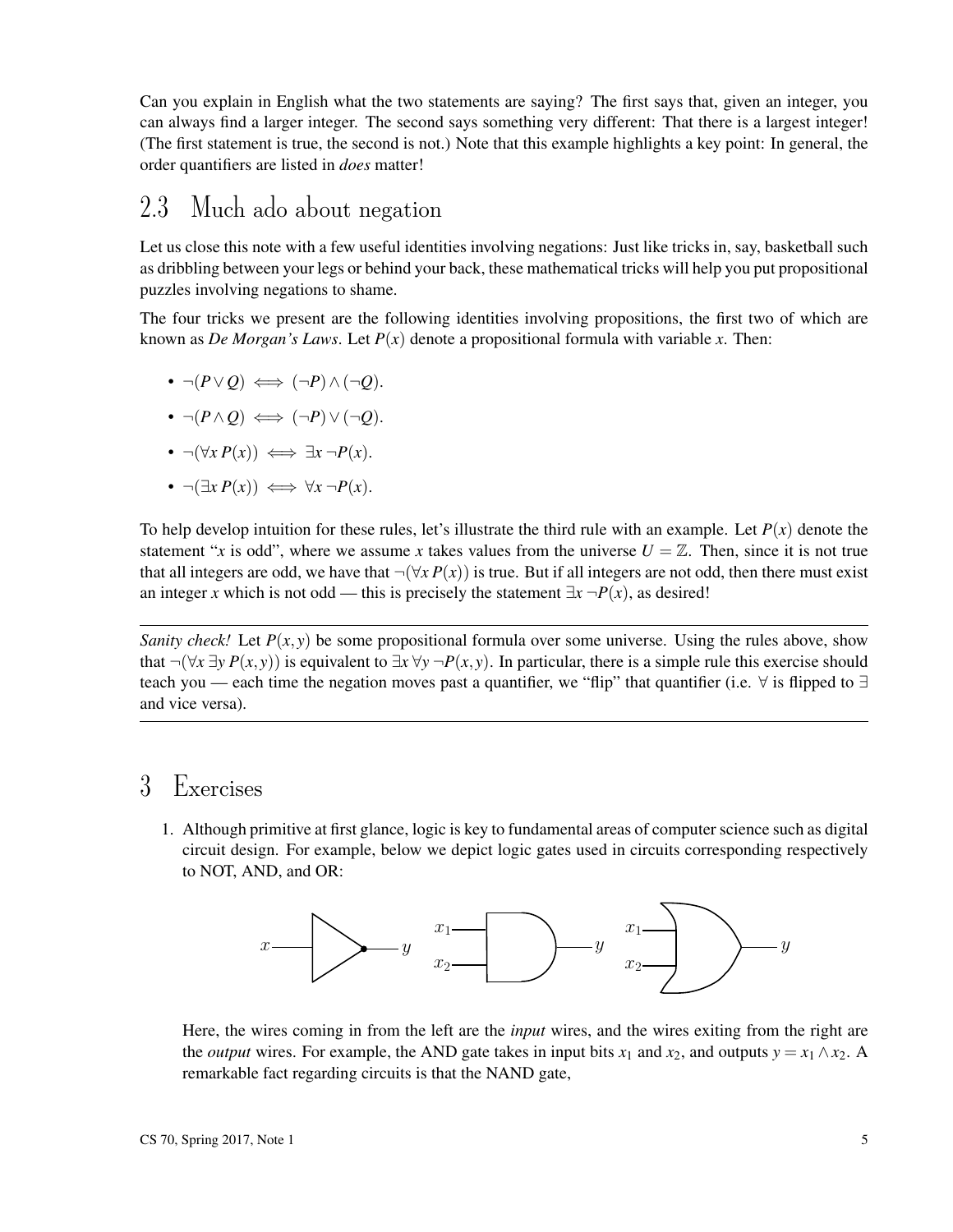Can you explain in English what the two statements are saying? The first says that, given an integer, you can always find a larger integer. The second says something very different: That there is a largest integer! (The first statement is true, the second is not.) Note that this example highlights a key point: In general, the order quantifiers are listed in *does* matter!

## 2.3 Much ado about negation

Let us close this note with a few useful identities involving negations: Just like tricks in, say, basketball such as dribbling between your legs or behind your back, these mathematical tricks will help you put propositional puzzles involving negations to shame.

The four tricks we present are the following identities involving propositions, the first two of which are known as *De Morgan's Laws*. Let $P(x)$ denote a propositional formula with variable $x$. Then:

- $\neg(P \vee Q) \iff (\neg P) \wedge (\neg Q)$.
- $\neg(P \wedge Q) \iff (\neg P) \vee (\neg Q)$.
- $\neg(\forall x\, P(x)) \iff \exists x\, \neg P(x)$.
- $\neg(\exists x\, P(x)) \iff \forall x\, \neg P(x)$.

To help develop intuition for these rules, let's illustrate the third rule with an example. Let $P(x)$ denote the statement "$x$ is odd", where we assume $x$ takes values from the universe $U = \mathbb{Z}$. Then, since it is not true that all integers are odd, we have that $\neg(\forall x\, P(x))$ is true. But if all integers are not odd, then there must exist an integer $x$ which is not odd — this is precisely the statement $\exists x\, \neg P(x)$, as desired!

---

*Sanity check!* Let $P(x,y)$ be some propositional formula over some universe. Using the rules above, show that $\neg(\forall x\, \exists y\, P(x,y))$ is equivalent to $\exists x\, \forall y\, \neg P(x,y)$. In particular, there is a simple rule this exercise should teach you — each time the negation moves past a quantifier, we "flip" that quantifier (i.e. $\forall$ is flipped to $\exists$ and vice versa).

---

# 3 Exercises

1. Although primitive at first glance, logic is key to fundamental areas of computer science such as digital circuit design. For example, below we depict logic gates used in circuits corresponding respectively to NOT, AND, and OR:

   Here, the wires coming in from the left are the *input* wires, and the wires exiting from the right are the *output* wires. For example, the AND gate takes in input bits $x_1$ and $x_2$, and outputs $y = x_1 \wedge x_2$. A remarkable fact regarding circuits is that the NAND gate,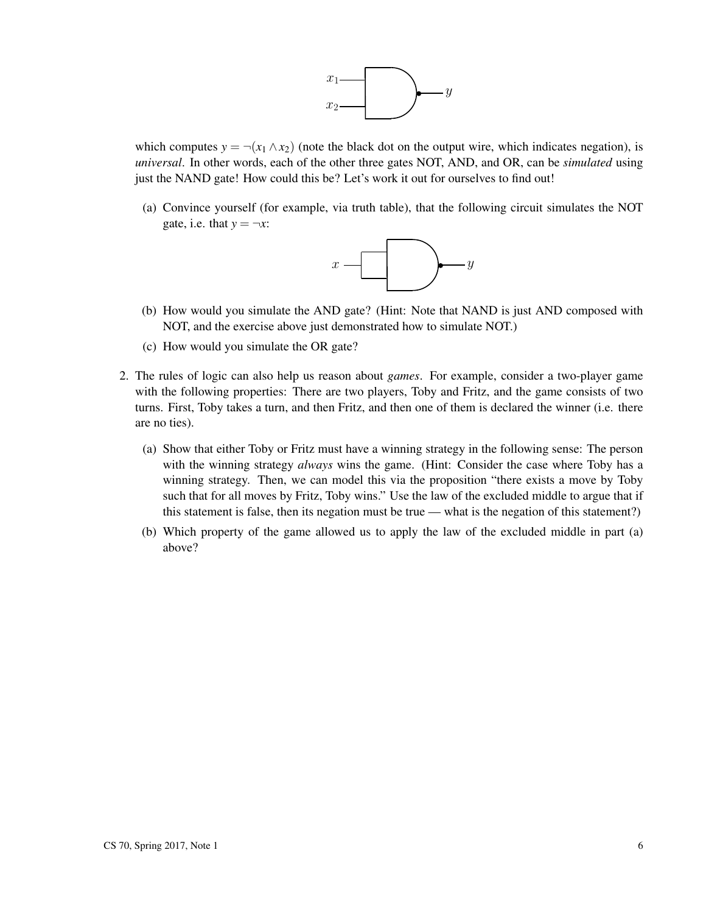which computes $y = \neg(x_1 \wedge x_2)$ (note the black dot on the output wire, which indicates negation), is *universal*. In other words, each of the other three gates NOT, AND, and OR, can be *simulated* using just the NAND gate! How could this be? Let's work it out for ourselves to find out!

(a) Convince yourself (for example, via truth table), that the following circuit simulates the NOT gate, i.e. that $y = \neg x$:

(b) How would you simulate the AND gate? (Hint: Note that NAND is just AND composed with NOT, and the exercise above just demonstrated how to simulate NOT.)

(c) How would you simulate the OR gate?

2. The rules of logic can also help us reason about *games*. For example, consider a two-player game with the following properties: There are two players, Toby and Fritz, and the game consists of two turns. First, Toby takes a turn, and then Fritz, and then one of them is declared the winner (i.e. there are no ties).

(a) Show that either Toby or Fritz must have a winning strategy in the following sense: The person with the winning strategy *always* wins the game. (Hint: Consider the case where Toby has a winning strategy. Then, we can model this via the proposition "there exists a move by Toby such that for all moves by Fritz, Toby wins." Use the law of the excluded middle to argue that if this statement is false, then its negation must be true — what is the negation of this statement?)

(b) Which property of the game allowed us to apply the law of the excluded middle in part (a) above?